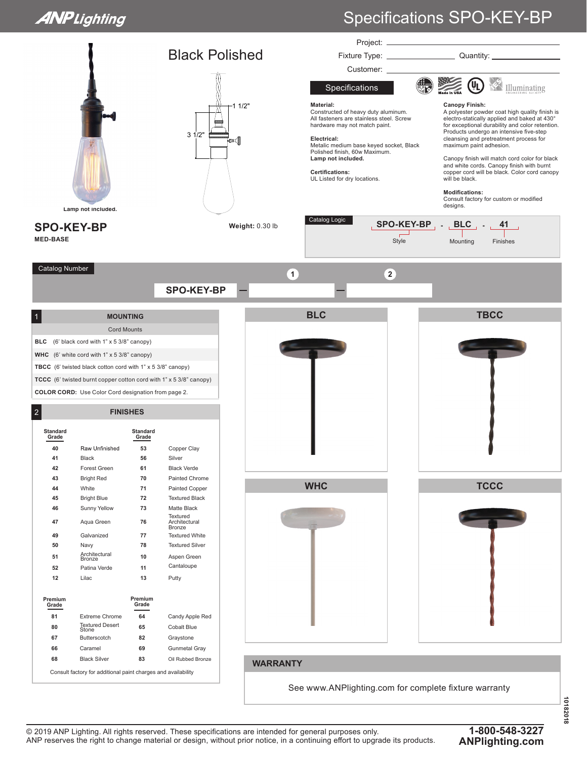# Specifications SPO-KEY-BP

## Black Polished

Project: ______________________

Fixture Type: ______________ Quantity: ______________

Customer: ______________________

Lamp not included.

1 1/2"

3 1/2"

**SPO-KEY-BP**

**MED-BASE**

**Weight:** 0.30 lb

## Specifications

**Material:**
Constructed of heavy duty aluminum.
All fasteners are stainless steel. Screw hardware may not match paint.

**Electrical:**
Metalic medium base keyed socket, Black Polished finish, 60w Maximum.
**Lamp not included.**

**Certifications:**
UL Listed for dry locations.

**Canopy Finish:**
A polyester powder coat high quality finish is electro-statically applied and baked at 430° for exceptional durability and color retention. Products undergo an intensive five-step cleansing and pretreatment process for maximum paint adhesion.

Canopy finish will match cord color for black and white cords. Canopy finish with burnt copper cord will be black. Color cord canopy will be black.

**Modifications:**
Consult factory for custom or modified designs.

### Catalog Logic

SPO-KEY-BP - BLC - 41

Style | Mounting | Finishes

### Catalog Number

SPO-KEY-BP — (1) ______ — (2) ______

## 1 MOUNTING

Cord Mounts

- **BLC** (6' black cord with 1" x 5 3/8" canopy)
- **WHC** (6' white cord with 1" x 5 3/8" canopy)
- **TBCC** (6' twisted black cotton cord with 1" x 5 3/8" canopy)
- **TCCC** (6' twisted burnt copper cotton cord with 1" x 5 3/8" canopy)
- **COLOR CORD:** Use Color Cord designation from page 2.

BLC | TBCC | WHC | TCCC

## 2 FINISHES

| Standard Grade | | Standard Grade | |
|---|---|---|---|
| 40 | Raw Unfinished | 53 | Copper Clay |
| 41 | Black | 56 | Silver |
| 42 | Forest Green | 61 | Black Verde |
| 43 | Bright Red | 70 | Painted Chrome |
| 44 | White | 71 | Painted Copper |
| 45 | Bright Blue | 72 | Textured Black |
| 46 | Sunny Yellow | 73 | Matte Black |
| 47 | Aqua Green | 76 | Textured Architectural Bronze |
| 49 | Galvanized | 77 | Textured White |
| 50 | Navy | 78 | Textured Silver |
| 51 | Architectural Bronze | 10 | Aspen Green |
| 52 | Patina Verde | 11 | Cantaloupe |
| 12 | Lilac | 13 | Putty |

| Premium Grade | | Premium Grade | |
|---|---|---|---|
| 81 | Extreme Chrome | 64 | Candy Apple Red |
| 80 | Textured Desert Stone | 65 | Cobalt Blue |
| 67 | Butterscotch | 82 | Graystone |
| 66 | Caramel | 69 | Gunmetal Gray |
| 68 | Black Silver | 83 | Oil Rubbed Bronze |

Consult factory for additional paint charges and availability

## WARRANTY

See www.ANPlighting.com for complete fixture warranty

10182018

© 2019 ANP Lighting. All rights reserved. These specifications are intended for general purposes only.
ANP reserves the right to change material or design, without prior notice, in a continuing effort to upgrade its products.

**1-800-548-3227**
**ANPlighting.com**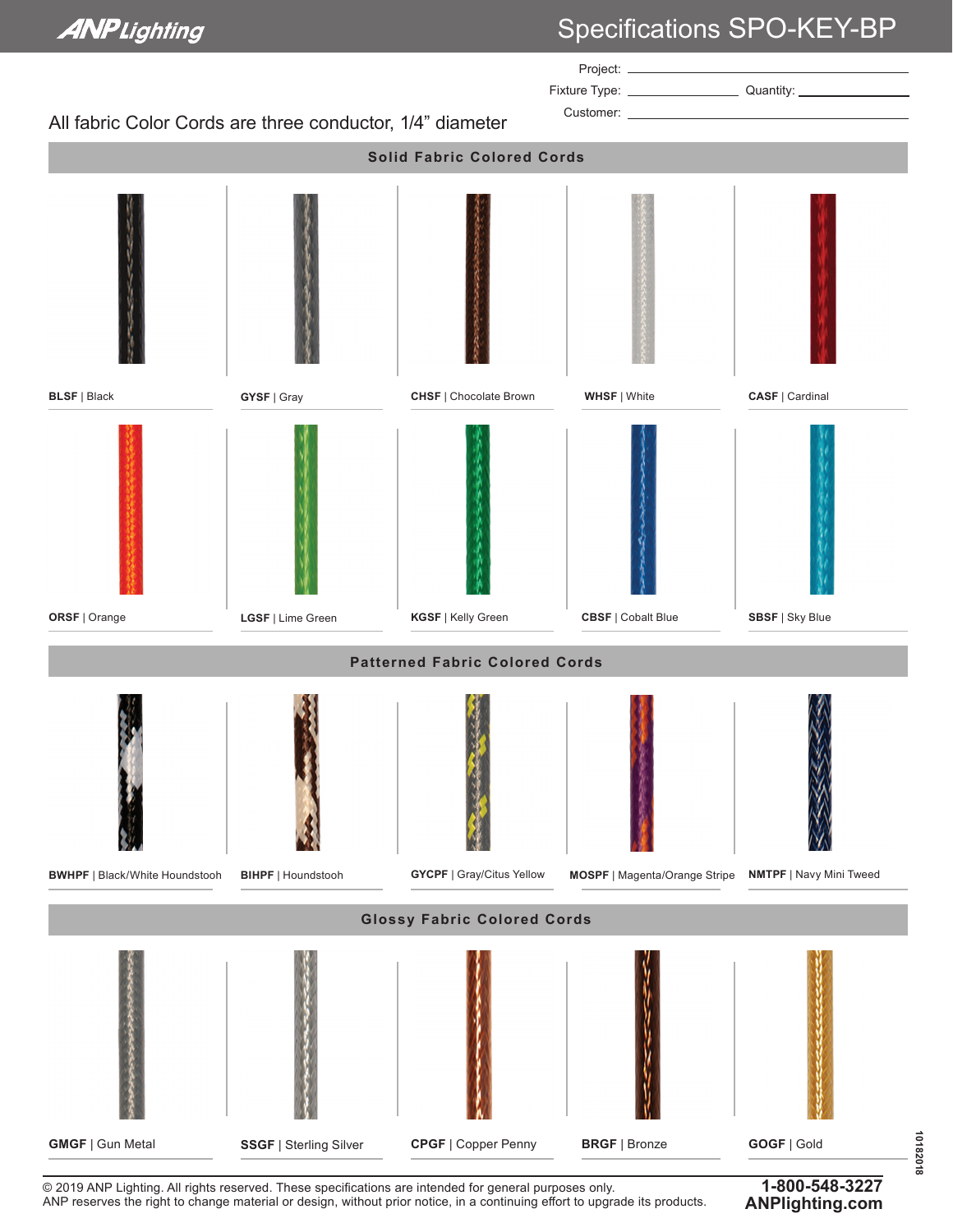# Specifications SPO-KEY-BP

Project: ______________________

Fixture Type: ______________ Quantity: ______________

Customer: ______________________

All fabric Color Cords are three conductor, 1/4" diameter

## Solid Fabric Colored Cords

**BLSF** | Black

**GYSF** | Gray

**CHSF** | Chocolate Brown

**WHSF** | White

**CASF** | Cardinal

**ORSF** | Orange

**LGSF** | Lime Green

**KGSF** | Kelly Green

**CBSF** | Cobalt Blue

**SBSF** | Sky Blue

## Patterned Fabric Colored Cords

**BWHPF** | Black/White Houndstooh

**BIHPF** | Houndstooh

**GYCPF** | Gray/Citus Yellow

**MOSPF** | Magenta/Orange Stripe

**NMTPF** | Navy Mini Tweed

## Glossy Fabric Colored Cords

**GMGF** | Gun Metal

**SSGF** | Sterling Silver

**CPGF** | Copper Penny

**BRGF** | Bronze

**GOGF** | Gold

10182018

© 2019 ANP Lighting. All rights reserved. These specifications are intended for general purposes only.
ANP reserves the right to change material or design, without prior notice, in a continuing effort to upgrade its products.

**1-800-548-3227**
**ANPlighting.com**